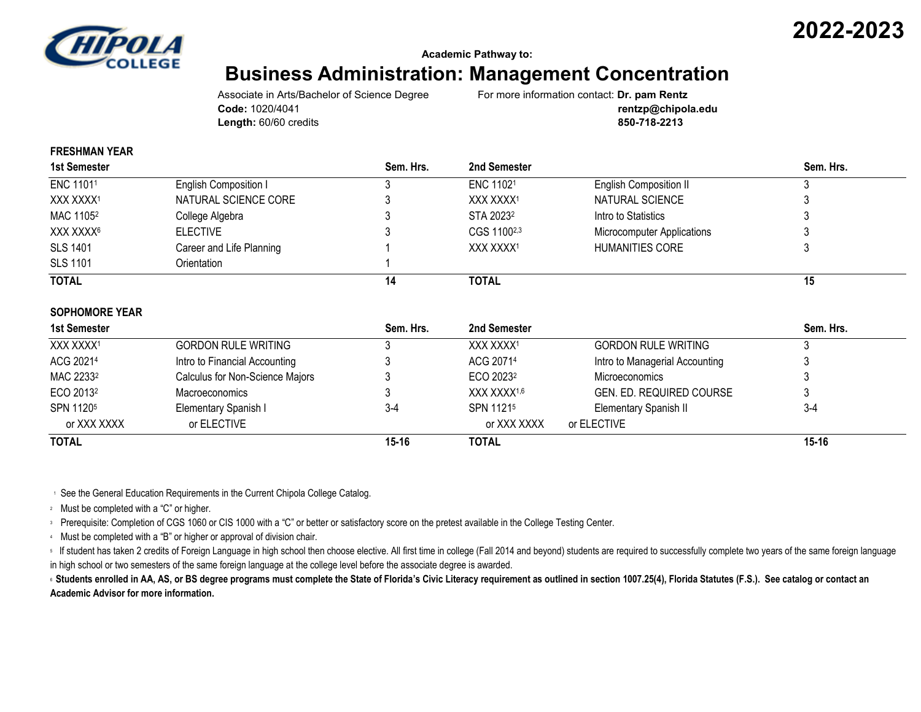# 2022-2023

**Academic Pathway to:**

# Business Administration: Management Concentration

Associate in Arts/Bachelor of Science Degree
**Code:** 1020/4041
**Length:** 60/60 credits

For more information contact: **Dr. pam Rentz**
**rentzp@chipola.edu**
**850-718-2213**

## FRESHMAN YEAR

| 1st Semester | | Sem. Hrs. | 2nd Semester | | Sem. Hrs. |
|---|---|---|---|---|---|
| ENC 1101[1] | English Composition I | 3 | ENC 1102[1] | English Composition II | 3 |
| XXX XXXX[1] | NATURAL SCIENCE CORE | 3 | XXX XXXX[1] | NATURAL SCIENCE | 3 |
| MAC 1105[2] | College Algebra | 3 | STA 2023[2] | Intro to Statistics | 3 |
| XXX XXXX[6] | ELECTIVE | 3 | CGS 1100[2,3] | Microcomputer Applications | 3 |
| SLS 1401 | Career and Life Planning | 1 | XXX XXXX[1] | HUMANITIES CORE | 3 |
| SLS 1101 | Orientation | 1 | | | |
| **TOTAL** | | **14** | **TOTAL** | | **15** |

## SOPHOMORE YEAR

| 1st Semester | | Sem. Hrs. | 2nd Semester | | Sem. Hrs. |
|---|---|---|---|---|---|
| XXX XXXX[1] | GORDON RULE WRITING | 3 | XXX XXXX[1] | GORDON RULE WRITING | 3 |
| ACG 2021[4] | Intro to Financial Accounting | 3 | ACG 2071[4] | Intro to Managerial Accounting | 3 |
| MAC 2233[2] | Calculus for Non-Science Majors | 3 | ECO 2023[2] | Microeconomics | 3 |
| ECO 2013[2] | Macroeconomics | 3 | XXX XXXX[1,6] | GEN. ED. REQUIRED COURSE | 3 |
| SPN 1120[5] | Elementary Spanish I | 3-4 | SPN 1121[5] | Elementary Spanish II | 3-4 |
| or XXX XXXX | or ELECTIVE | | or XXX XXXX | or ELECTIVE | |
| **TOTAL** | | **15-16** | **TOTAL** | | **15-16** |

[1] See the General Education Requirements in the Current Chipola College Catalog.

[2] Must be completed with a "C" or higher.

[3] Prerequisite: Completion of CGS 1060 or CIS 1000 with a "C" or better or satisfactory score on the pretest available in the College Testing Center.

[4] Must be completed with a "B" or higher or approval of division chair.

[5] If student has taken 2 credits of Foreign Language in high school then choose elective. All first time in college (Fall 2014 and beyond) students are required to successfully complete two years of the same foreign language in high school or two semesters of the same foreign language at the college level before the associate degree is awarded.

[6] **Students enrolled in AA, AS, or BS degree programs must complete the State of Florida's Civic Literacy requirement as outlined in section 1007.25(4), Florida Statutes (F.S.). See catalog or contact an Academic Advisor for more information.**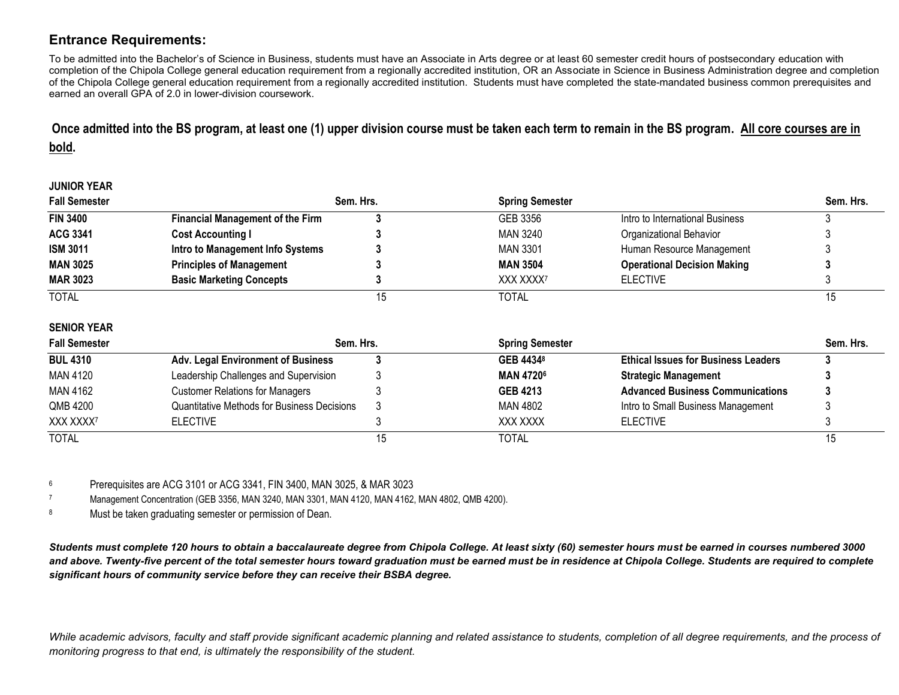## Entrance Requirements:

To be admitted into the Bachelor's of Science in Business, students must have an Associate in Arts degree or at least 60 semester credit hours of postsecondary education with completion of the Chipola College general education requirement from a regionally accredited institution, OR an Associate in Science in Business Administration degree and completion of the Chipola College general education requirement from a regionally accredited institution. Students must have completed the state-mandated business common prerequisites and earned an overall GPA of 2.0 in lower-division coursework.

**Once admitted into the BS program, at least one (1) upper division course must be taken each term to remain in the BS program. <u>All core courses are in bold</u>.**

**JUNIOR YEAR**

| **Fall Semester** | | **Sem. Hrs.** | **Spring Semester** | | **Sem. Hrs.** |
|---|---|---|---|---|---|
| **FIN 3400** | **Financial Management of the Firm** | **3** | GEB 3356 | Intro to International Business | 3 |
| **ACG 3341** | **Cost Accounting I** | **3** | MAN 3240 | Organizational Behavior | 3 |
| **ISM 3011** | **Intro to Management Info Systems** | **3** | MAN 3301 | Human Resource Management | 3 |
| **MAN 3025** | **Principles of Management** | **3** | **MAN 3504** | **Operational Decision Making** | **3** |
| **MAR 3023** | **Basic Marketing Concepts** | **3** | XXX XXXX[7] | ELECTIVE | 3 |
| TOTAL | | 15 | TOTAL | | 15 |

**SENIOR YEAR**

| **Fall Semester** | | **Sem. Hrs.** | **Spring Semester** | | **Sem. Hrs.** |
|---|---|---|---|---|---|
| **BUL 4310** | **Adv. Legal Environment of Business** | **3** | **GEB 4434[8]** | **Ethical Issues for Business Leaders** | **3** |
| MAN 4120 | Leadership Challenges and Supervision | 3 | **MAN 4720[6]** | **Strategic Management** | **3** |
| MAN 4162 | Customer Relations for Managers | 3 | **GEB 4213** | **Advanced Business Communications** | **3** |
| QMB 4200 | Quantitative Methods for Business Decisions | 3 | MAN 4802 | Intro to Small Business Management | 3 |
| XXX XXXX[7] | ELECTIVE | 3 | XXX XXXX | ELECTIVE | 3 |
| TOTAL | | 15 | TOTAL | | 15 |

[6] Prerequisites are ACG 3101 or ACG 3341, FIN 3400, MAN 3025, & MAR 3023

[7] Management Concentration (GEB 3356, MAN 3240, MAN 3301, MAN 4120, MAN 4162, MAN 4802, QMB 4200).

[8] Must be taken graduating semester or permission of Dean.

***Students must complete 120 hours to obtain a baccalaureate degree from Chipola College. At least sixty (60) semester hours must be earned in courses numbered 3000 and above. Twenty-five percent of the total semester hours toward graduation must be earned must be in residence at Chipola College. Students are required to complete significant hours of community service before they can receive their BSBA degree.***

*While academic advisors, faculty and staff provide significant academic planning and related assistance to students, completion of all degree requirements, and the process of monitoring progress to that end, is ultimately the responsibility of the student.*